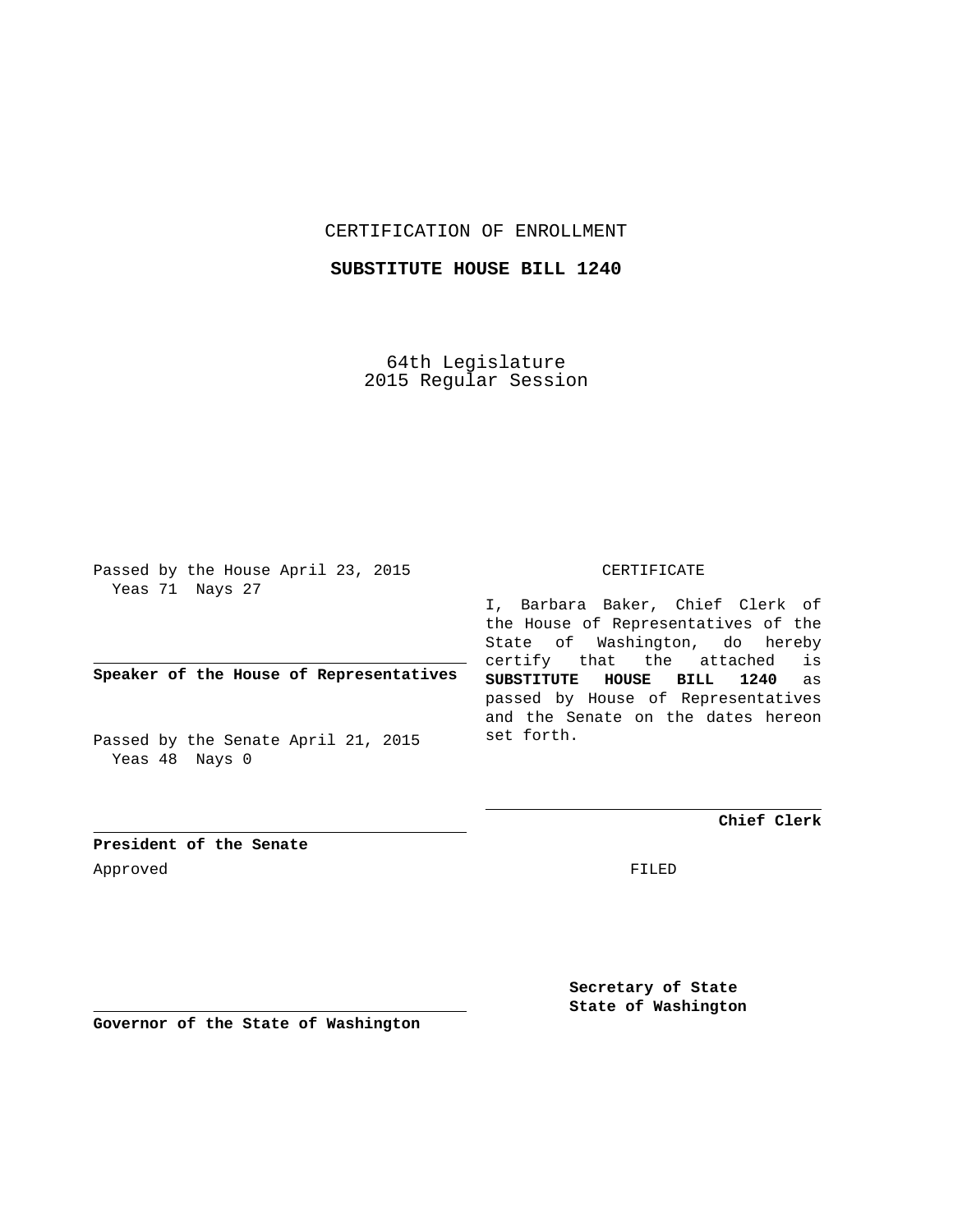CERTIFICATION OF ENROLLMENT

**SUBSTITUTE HOUSE BILL 1240**

64th Legislature
2015 Regular Session

Passed by the House April 23, 2015
Yeas 71 Nays 27

**Speaker of the House of Representatives**

Passed by the Senate April 21, 2015
Yeas 48 Nays 0

**President of the Senate**

Approved

**Governor of the State of Washington**

CERTIFICATE

I, Barbara Baker, Chief Clerk of the House of Representatives of the State of Washington, do hereby certify that the attached is **SUBSTITUTE HOUSE BILL 1240** as passed by House of Representatives and the Senate on the dates hereon set forth.

**Chief Clerk**

FILED

**Secretary of State**
**State of Washington**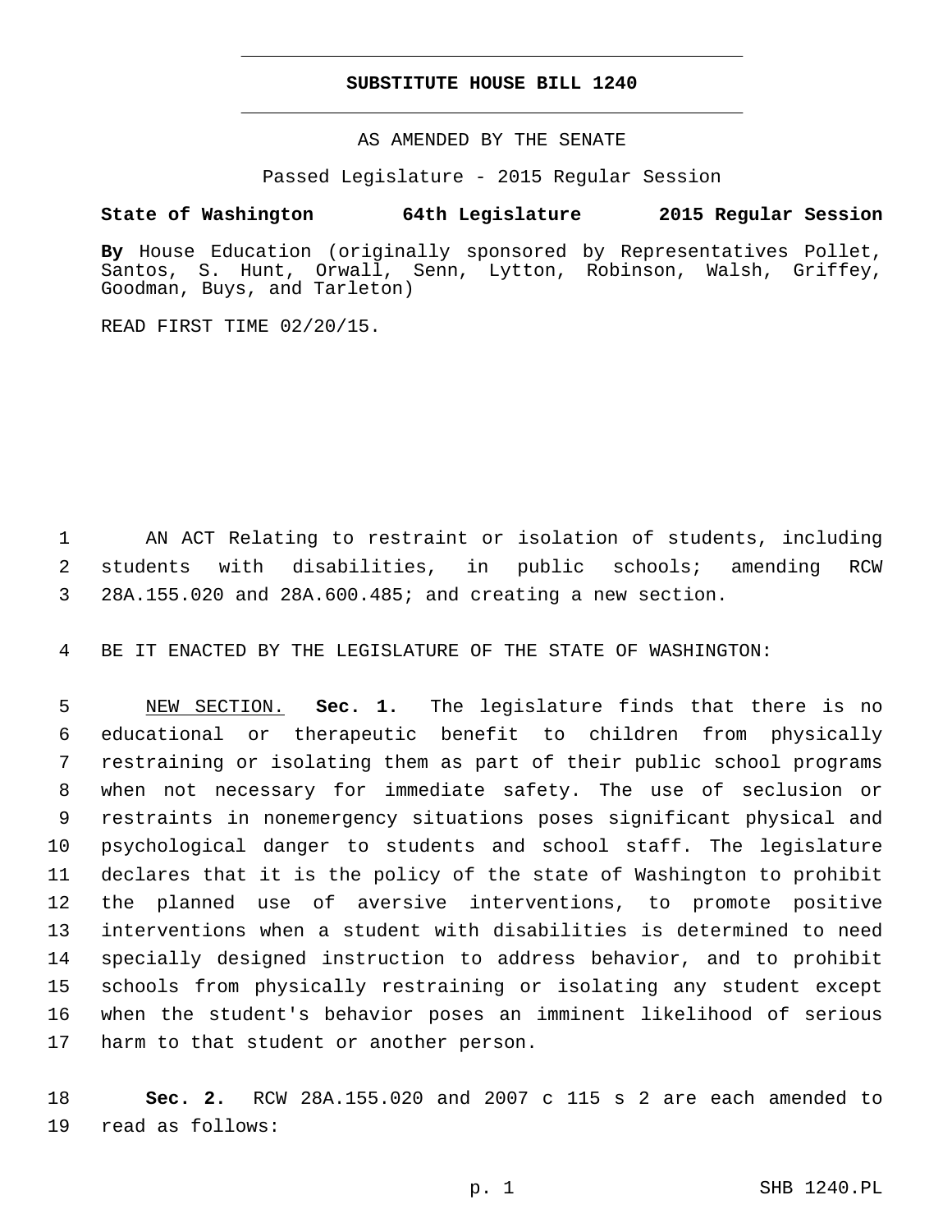# SUBSTITUTE HOUSE BILL 1240

AS AMENDED BY THE SENATE

Passed Legislature - 2015 Regular Session

**State of Washington 64th Legislature 2015 Regular Session**

**By** House Education (originally sponsored by Representatives Pollet, Santos, S. Hunt, Orwall, Senn, Lytton, Robinson, Walsh, Griffey, Goodman, Buys, and Tarleton)

READ FIRST TIME 02/20/15.

AN ACT Relating to restraint or isolation of students, including students with disabilities, in public schools; amending RCW 28A.155.020 and 28A.600.485; and creating a new section.

BE IT ENACTED BY THE LEGISLATURE OF THE STATE OF WASHINGTON:

NEW SECTION. **Sec. 1.** The legislature finds that there is no educational or therapeutic benefit to children from physically restraining or isolating them as part of their public school programs when not necessary for immediate safety. The use of seclusion or restraints in nonemergency situations poses significant physical and psychological danger to students and school staff. The legislature declares that it is the policy of the state of Washington to prohibit the planned use of aversive interventions, to promote positive interventions when a student with disabilities is determined to need specially designed instruction to address behavior, and to prohibit schools from physically restraining or isolating any student except when the student's behavior poses an imminent likelihood of serious harm to that student or another person.

**Sec. 2.** RCW 28A.155.020 and 2007 c 115 s 2 are each amended to read as follows: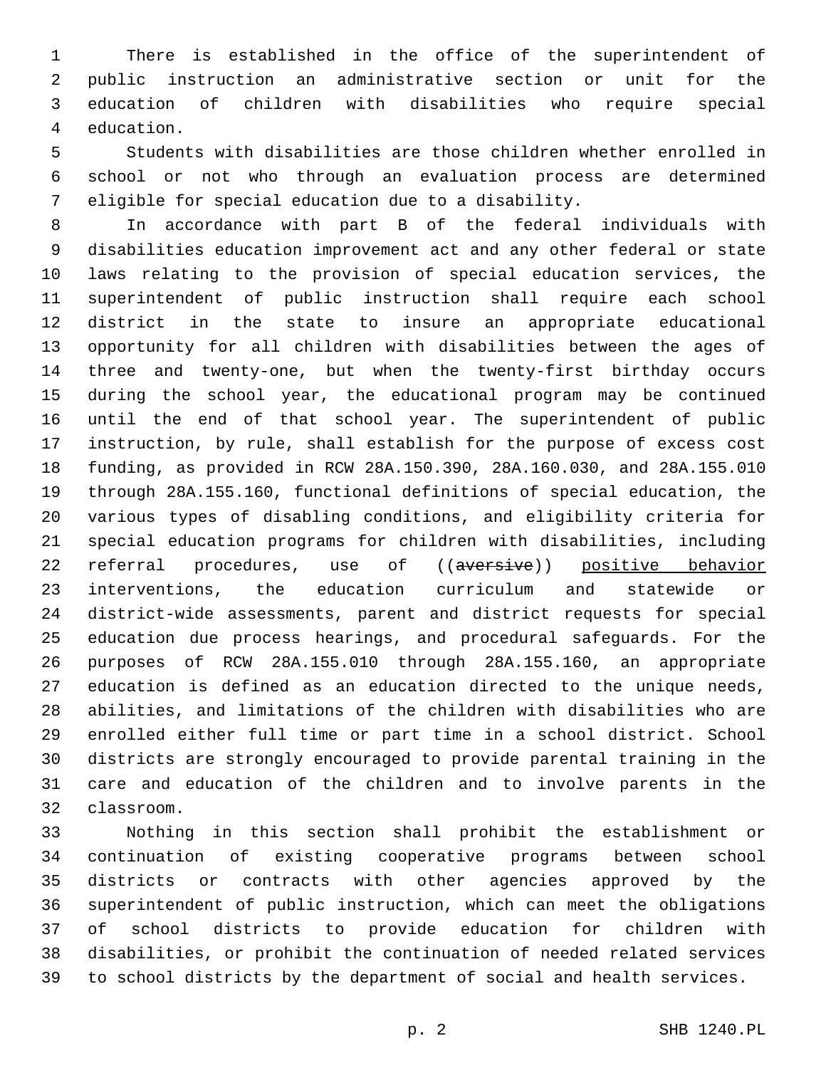There is established in the office of the superintendent of public instruction an administrative section or unit for the education of children with disabilities who require special education.

Students with disabilities are those children whether enrolled in school or not who through an evaluation process are determined eligible for special education due to a disability.

In accordance with part B of the federal individuals with disabilities education improvement act and any other federal or state laws relating to the provision of special education services, the superintendent of public instruction shall require each school district in the state to insure an appropriate educational opportunity for all children with disabilities between the ages of three and twenty-one, but when the twenty-first birthday occurs during the school year, the educational program may be continued until the end of that school year. The superintendent of public instruction, by rule, shall establish for the purpose of excess cost funding, as provided in RCW 28A.150.390, 28A.160.030, and 28A.155.010 through 28A.155.160, functional definitions of special education, the various types of disabling conditions, and eligibility criteria for special education programs for children with disabilities, including referral procedures, use of ((~~aversive~~)) <u>positive behavior</u> interventions, the education curriculum and statewide or district-wide assessments, parent and district requests for special education due process hearings, and procedural safeguards. For the purposes of RCW 28A.155.010 through 28A.155.160, an appropriate education is defined as an education directed to the unique needs, abilities, and limitations of the children with disabilities who are enrolled either full time or part time in a school district. School districts are strongly encouraged to provide parental training in the care and education of the children and to involve parents in the classroom.

Nothing in this section shall prohibit the establishment or continuation of existing cooperative programs between school districts or contracts with other agencies approved by the superintendent of public instruction, which can meet the obligations of school districts to provide education for children with disabilities, or prohibit the continuation of needed related services to school districts by the department of social and health services.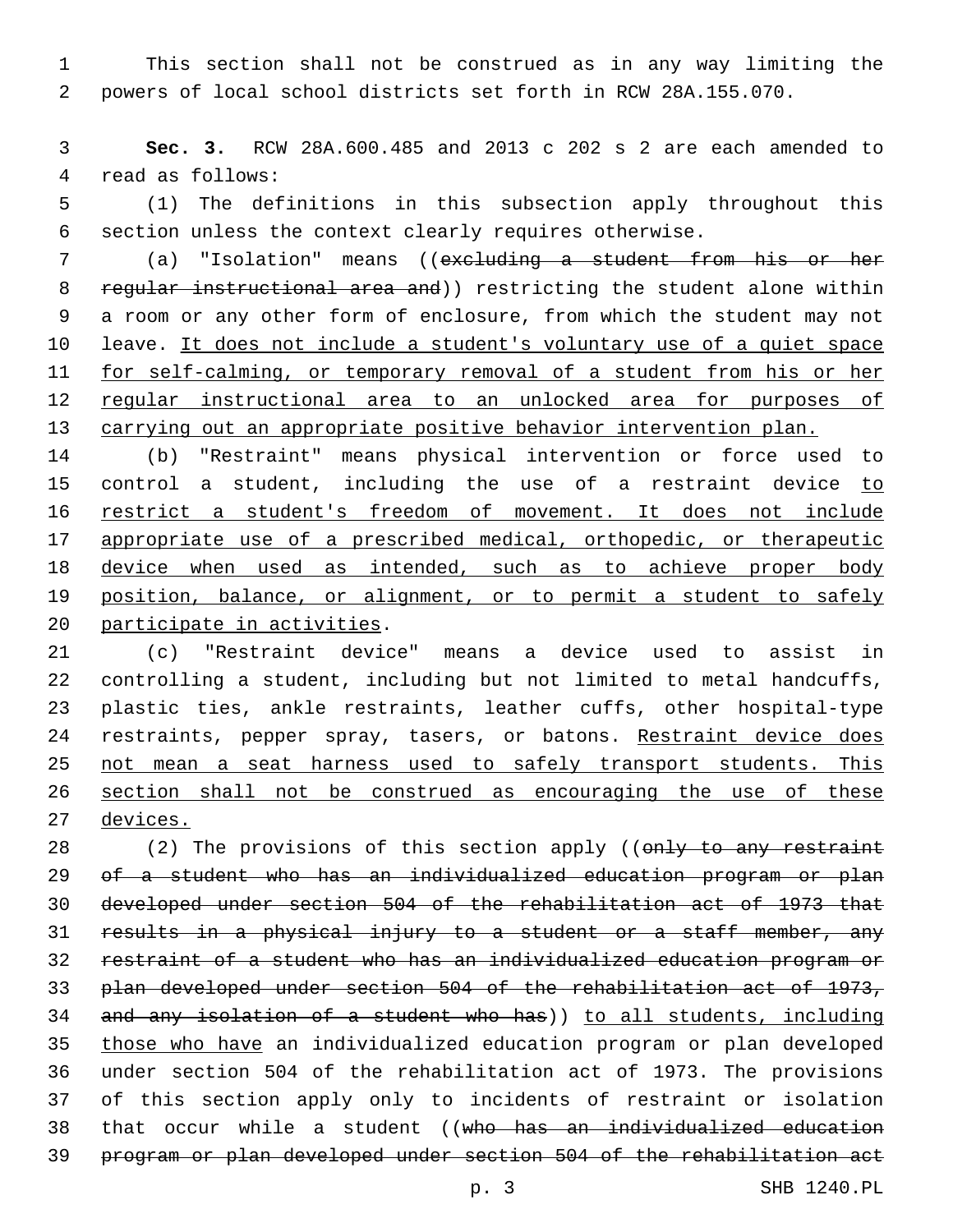This section shall not be construed as in any way limiting the powers of local school districts set forth in RCW 28A.155.070.

**Sec. 3.** RCW 28A.600.485 and 2013 c 202 s 2 are each amended to read as follows:

(1) The definitions in this subsection apply throughout this section unless the context clearly requires otherwise.

(a) "Isolation" means ((~~excluding a student from his or her regular instructional area and~~)) restricting the student alone within a room or any other form of enclosure, from which the student may not leave. <u>It does not include a student's voluntary use of a quiet space for self-calming, or temporary removal of a student from his or her regular instructional area to an unlocked area for purposes of carrying out an appropriate positive behavior intervention plan.</u>

(b) "Restraint" means physical intervention or force used to control a student, including the use of a restraint device <u>to restrict a student's freedom of movement. It does not include appropriate use of a prescribed medical, orthopedic, or therapeutic device when used as intended, such as to achieve proper body position, balance, or alignment, or to permit a student to safely participate in activities</u>.

(c) "Restraint device" means a device used to assist in controlling a student, including but not limited to metal handcuffs, plastic ties, ankle restraints, leather cuffs, other hospital-type restraints, pepper spray, tasers, or batons. <u>Restraint device does not mean a seat harness used to safely transport students. This section shall not be construed as encouraging the use of these devices.</u>

(2) The provisions of this section apply ((~~only to any restraint of a student who has an individualized education program or plan developed under section 504 of the rehabilitation act of 1973 that results in a physical injury to a student or a staff member, any restraint of a student who has an individualized education program or plan developed under section 504 of the rehabilitation act of 1973, and any isolation of a student who has~~)) <u>to all students, including those who have</u> an individualized education program or plan developed under section 504 of the rehabilitation act of 1973. The provisions of this section apply only to incidents of restraint or isolation that occur while a student ((~~who has an individualized education program or plan developed under section 504 of the rehabilitation act~~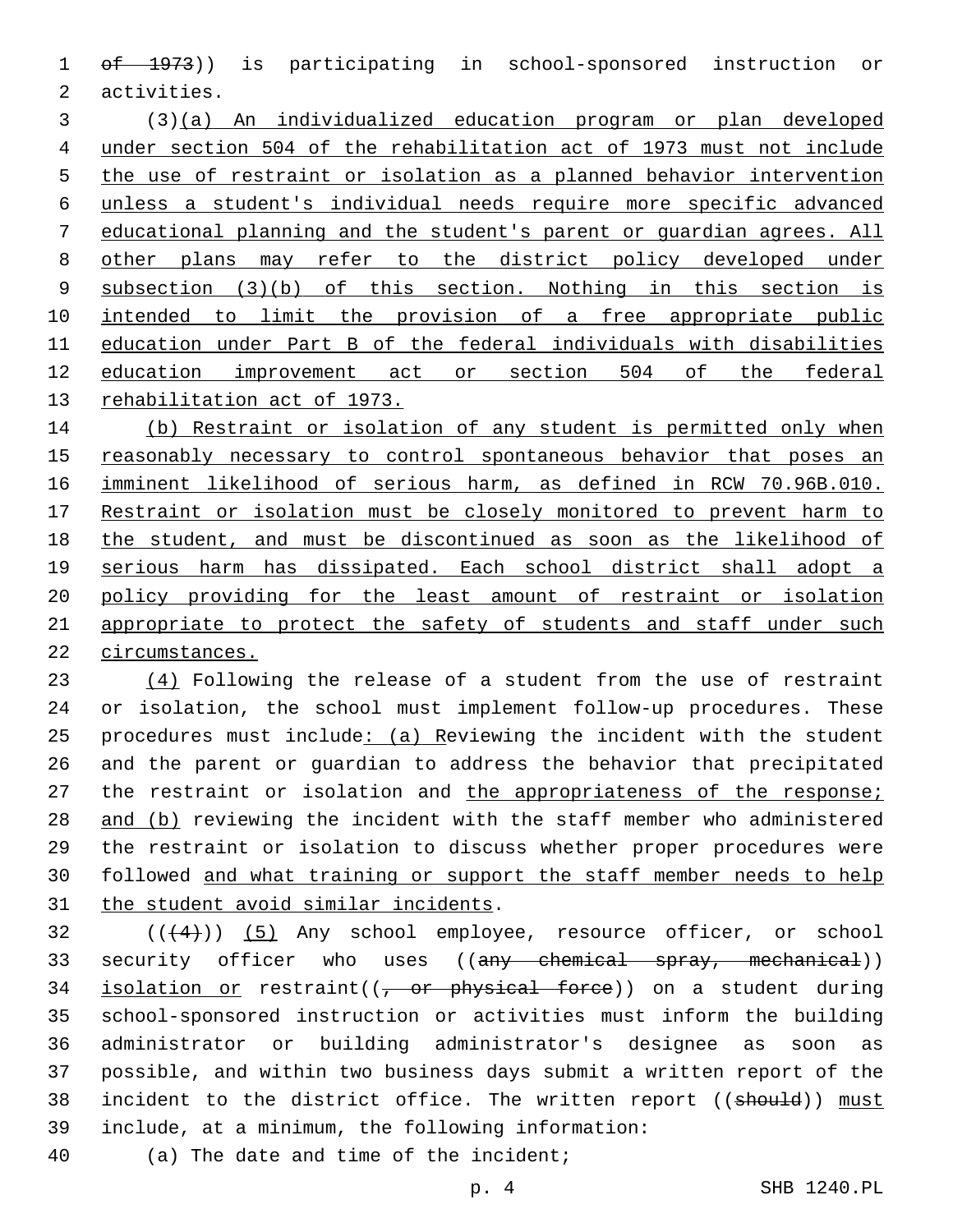~~of 1973~~)) is participating in school-sponsored instruction or activities.

(3)<u>(a) An individualized education program or plan developed under section 504 of the rehabilitation act of 1973 must not include the use of restraint or isolation as a planned behavior intervention unless a student's individual needs require more specific advanced educational planning and the student's parent or guardian agrees. All other plans may refer to the district policy developed under subsection (3)(b) of this section. Nothing in this section is intended to limit the provision of a free appropriate public education under Part B of the federal individuals with disabilities education improvement act or section 504 of the federal rehabilitation act of 1973.</u>

<u>(b) Restraint or isolation of any student is permitted only when reasonably necessary to control spontaneous behavior that poses an imminent likelihood of serious harm, as defined in RCW 70.96B.010. Restraint or isolation must be closely monitored to prevent harm to the student, and must be discontinued as soon as the likelihood of serious harm has dissipated. Each school district shall adopt a policy providing for the least amount of restraint or isolation appropriate to protect the safety of students and staff under such circumstances.</u>

<u>(4)</u> Following the release of a student from the use of restraint or isolation, the school must implement follow-up procedures. These procedures must include<u>: (a) R</u>eviewing the incident with the student and the parent or guardian to address the behavior that precipitated the restraint or isolation and <u>the appropriateness of the response; and (b)</u> reviewing the incident with the staff member who administered the restraint or isolation to discuss whether proper procedures were followed <u>and what training or support the staff member needs to help the student avoid similar incidents</u>.

((~~(4)~~)) <u>(5)</u> Any school employee, resource officer, or school security officer who uses ((~~any chemical spray, mechanical~~)) <u>isolation or</u> restraint((~~, or physical force~~)) on a student during school-sponsored instruction or activities must inform the building administrator or building administrator's designee as soon as possible, and within two business days submit a written report of the incident to the district office. The written report ((~~should~~)) <u>must</u> include, at a minimum, the following information:

(a) The date and time of the incident;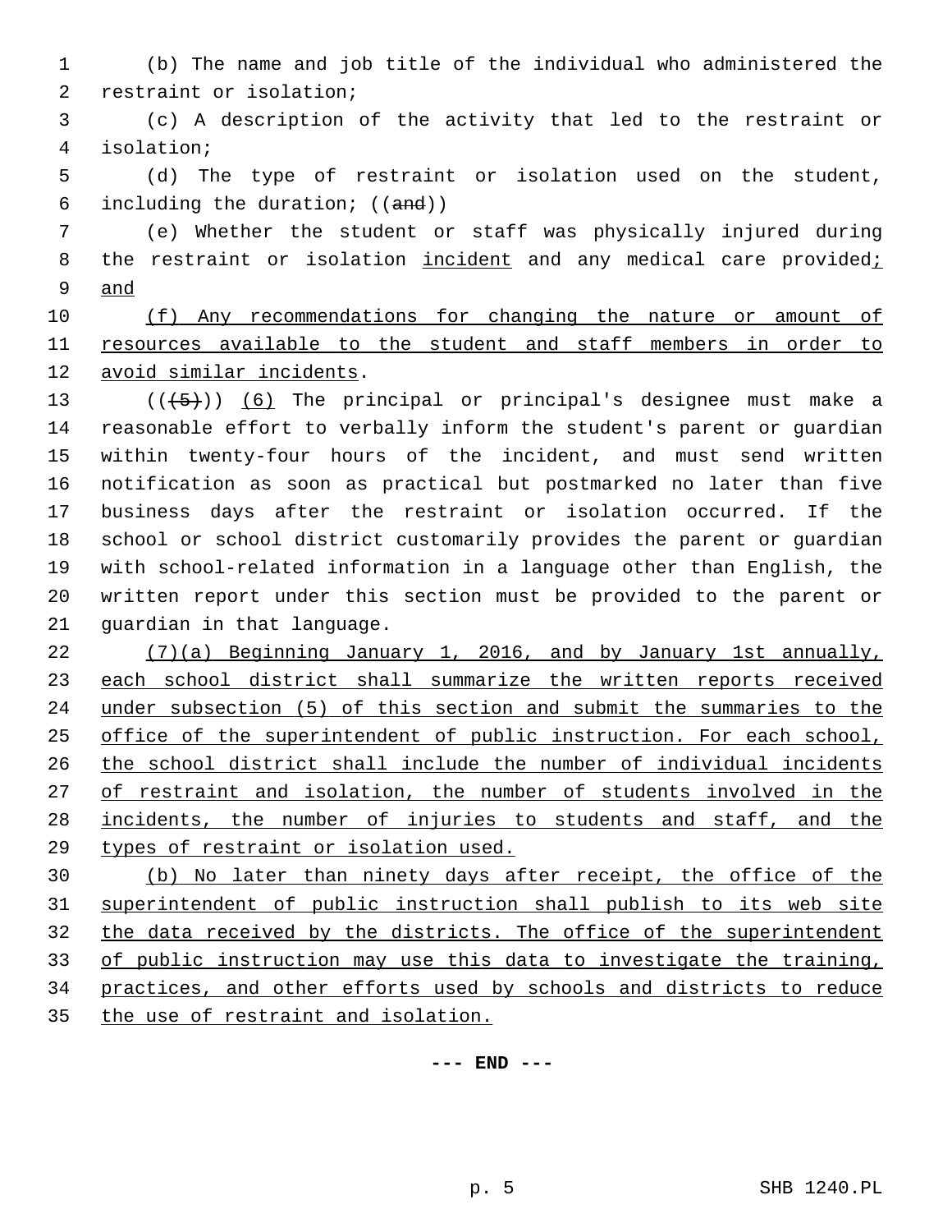(b) The name and job title of the individual who administered the restraint or isolation;

(c) A description of the activity that led to the restraint or isolation;

(d) The type of restraint or isolation used on the student, including the duration; ((~~and~~))

(e) Whether the student or staff was physically injured during the restraint or isolation <u>incident</u> and any medical care provided<u>; and</u>

<u>(f) Any recommendations for changing the nature or amount of resources available to the student and staff members in order to avoid similar incidents</u>.

((~~(5)~~)) <u>(6)</u> The principal or principal's designee must make a reasonable effort to verbally inform the student's parent or guardian within twenty-four hours of the incident, and must send written notification as soon as practical but postmarked no later than five business days after the restraint or isolation occurred. If the school or school district customarily provides the parent or guardian with school-related information in a language other than English, the written report under this section must be provided to the parent or guardian in that language.

<u>(7)(a) Beginning January 1, 2016, and by January 1st annually, each school district shall summarize the written reports received under subsection (5) of this section and submit the summaries to the office of the superintendent of public instruction. For each school, the school district shall include the number of individual incidents of restraint and isolation, the number of students involved in the incidents, the number of injuries to students and staff, and the types of restraint or isolation used.</u>

<u>(b) No later than ninety days after receipt, the office of the superintendent of public instruction shall publish to its web site the data received by the districts. The office of the superintendent of public instruction may use this data to investigate the training, practices, and other efforts used by schools and districts to reduce the use of restraint and isolation.</u>

**--- END ---**